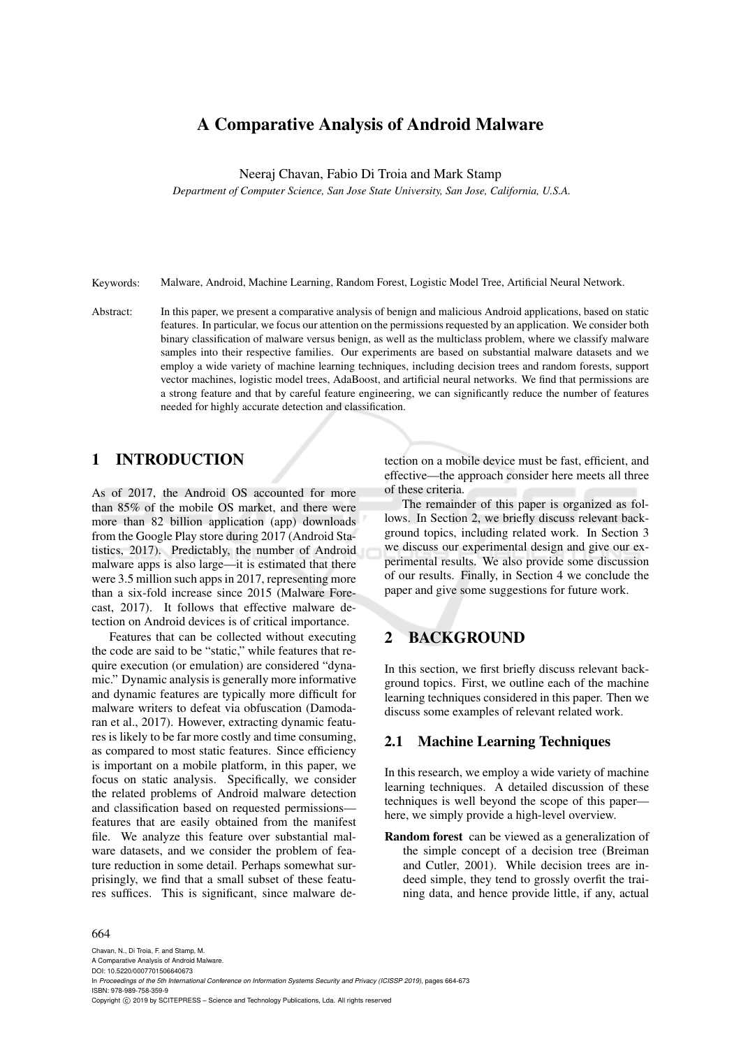# A Comparative Analysis of Android Malware

Neeraj Chavan, Fabio Di Troia and Mark Stamp

*Department of Computer Science, San Jose State University, San Jose, California, U.S.A.*

Keywords: Malware, Android, Machine Learning, Random Forest, Logistic Model Tree, Artificial Neural Network.

Abstract: In this paper, we present a comparative analysis of benign and malicious Android applications, based on static features. In particular, we focus our attention on the permissions requested by an application. We consider both binary classification of malware versus benign, as well as the multiclass problem, where we classify malware samples into their respective families. Our experiments are based on substantial malware datasets and we employ a wide variety of machine learning techniques, including decision trees and random forests, support vector machines, logistic model trees, AdaBoost, and artificial neural networks. We find that permissions are a strong feature and that by careful feature engineering, we can significantly reduce the number of features needed for highly accurate detection and classification.

## 1 INTRODUCTION

As of 2017, the Android OS accounted for more than 85% of the mobile OS market, and there were more than 82 billion application (app) downloads from the Google Play store during 2017 (Android Statistics, 2017). Predictably, the number of Android malware apps is also large—it is estimated that there were 3.5 million such apps in 2017, representing more than a six-fold increase since 2015 (Malware Forecast, 2017). It follows that effective malware detection on Android devices is of critical importance.

Features that can be collected without executing the code are said to be "static," while features that require execution (or emulation) are considered "dynamic." Dynamic analysis is generally more informative and dynamic features are typically more difficult for malware writers to defeat via obfuscation (Damodaran et al., 2017). However, extracting dynamic features is likely to be far more costly and time consuming, as compared to most static features. Since efficiency is important on a mobile platform, in this paper, we focus on static analysis. Specifically, we consider the related problems of Android malware detection and classification based on requested permissions—features that are easily obtained from the manifest file. We analyze this feature over substantial malware datasets, and we consider the problem of feature reduction in some detail. Perhaps somewhat surprisingly, we find that a small subset of these features suffices. This is significant, since malware detection on a mobile device must be fast, efficient, and effective—the approach consider here meets all three of these criteria.

The remainder of this paper is organized as follows. In Section 2, we briefly discuss relevant background topics, including related work. In Section 3 we discuss our experimental design and give our experimental results. We also provide some discussion of our results. Finally, in Section 4 we conclude the paper and give some suggestions for future work.

## 2 BACKGROUND

In this section, we first briefly discuss relevant background topics. First, we outline each of the machine learning techniques considered in this paper. Then we discuss some examples of relevant related work.

### 2.1 Machine Learning Techniques

In this research, we employ a wide variety of machine learning techniques. A detailed discussion of these techniques is well beyond the scope of this paper—here, we simply provide a high-level overview.

**Random forest** can be viewed as a generalization of the simple concept of a decision tree (Breiman and Cutler, 2001). While decision trees are indeed simple, they tend to grossly overfit the training data, and hence provide little, if any, actual

Chavan, N., Di Troia, F. and Stamp, M.
A Comparative Analysis of Android Malware.
DOI: 10.5220/0007701506640673
In *Proceedings of the 5th International Conference on Information Systems Security and Privacy (ICISSP 2019)*, pages 664-673
ISBN: 978-989-758-359-9
Copyright © 2019 by SCITEPRESS – Science and Technology Publications, Lda. All rights reserved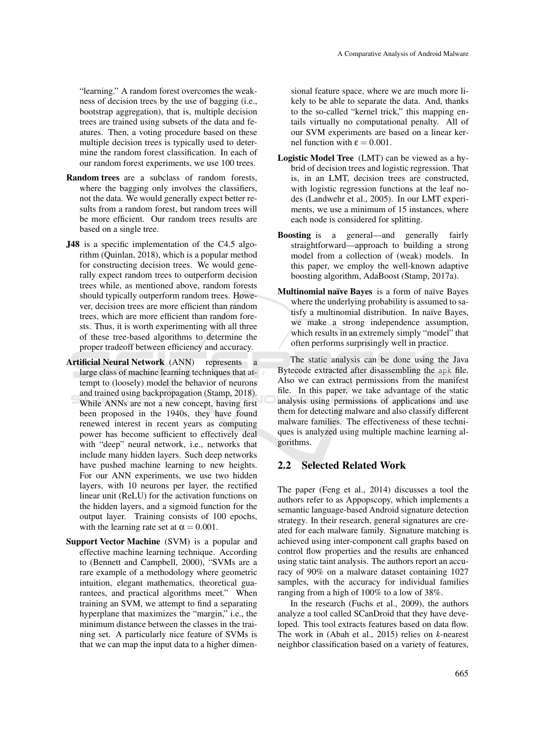"learning." A random forest overcomes the weakness of decision trees by the use of bagging (i.e., bootstrap aggregation), that is, multiple decision trees are trained using subsets of the data and features. Then, a voting procedure based on these multiple decision trees is typically used to determine the random forest classification. In each of our random forest experiments, we use 100 trees.

- **Random trees** are a subclass of random forests, where the bagging only involves the classifiers, not the data. We would generally expect better results from a random forest, but random trees will be more efficient. Our random trees results are based on a single tree.

- **J48** is a specific implementation of the C4.5 algorithm (Quinlan, 2018), which is a popular method for constructing decision trees. We would generally expect random trees to outperform decision trees while, as mentioned above, random forests should typically outperform random trees. However, decision trees are more efficient than random trees, which are more efficient than random forests. Thus, it is worth experimenting with all three of these tree-based algorithms to determine the proper tradeoff between efficiency and accuracy.

- **Artificial Neural Network** (ANN) represents a large class of machine learning techniques that attempt to (loosely) model the behavior of neurons and trained using backpropagation (Stamp, 2018). While ANNs are not a new concept, having first been proposed in the 1940s, they have found renewed interest in recent years as computing power has become sufficient to effectively deal with "deep" neural network, i.e., networks that include many hidden layers. Such deep networks have pushed machine learning to new heights. For our ANN experiments, we use two hidden layers, with 10 neurons per layer, the rectified linear unit (ReLU) for the activation functions on the hidden layers, and a sigmoid function for the output layer. Training consists of 100 epochs, with the learning rate set at $\alpha = 0.001$.

- **Support Vector Machine** (SVM) is a popular and effective machine learning technique. According to (Bennett and Campbell, 2000), "SVMs are a rare example of a methodology where geometric intuition, elegant mathematics, theoretical guarantees, and practical algorithms meet." When training an SVM, we attempt to find a separating hyperplane that maximizes the "margin," i.e., the minimum distance between the classes in the training set. A particularly nice feature of SVMs is that we can map the input data to a higher dimensional feature space, where we are much more likely to be able to separate the data. And, thanks to the so-called "kernel trick," this mapping entails virtually no computational penalty. All of our SVM experiments are based on a linear kernel function with $\varepsilon = 0.001$.

- **Logistic Model Tree** (LMT) can be viewed as a hybrid of decision trees and logistic regression. That is, in an LMT, decision trees are constructed, with logistic regression functions at the leaf nodes (Landwehr et al., 2005). In our LMT experiments, we use a minimum of 15 instances, where each node is considered for splitting.

- **Boosting** is a general—and generally fairly straightforward—approach to building a strong model from a collection of (weak) models. In this paper, we employ the well-known adaptive boosting algorithm, AdaBoost (Stamp, 2017a).

- **Multinomial naïve Bayes** is a form of naïve Bayes where the underlying probability is assumed to satisfy a multinomial distribution. In naïve Bayes, we make a strong independence assumption, which results in an extremely simply "model" that often performs surprisingly well in practice.

The static analysis can be done using the Java Bytecode extracted after disassembling the `apk` file. Also we can extract permissions from the manifest file. In this paper, we take advantage of the static analysis using permissions of applications and use them for detecting malware and also classify different malware families. The effectiveness of these techniques is analyzed using multiple machine learning algorithms.

## 2.2 Selected Related Work

The paper (Feng et al., 2014) discusses a tool the authors refer to as Appopscopy, which implements a semantic language-based Android signature detection strategy. In their research, general signatures are created for each malware family. Signature matching is achieved using inter-component call graphs based on control flow properties and the results are enhanced using static taint analysis. The authors report an accuracy of 90% on a malware dataset containing 1027 samples, with the accuracy for individual families ranging from a high of 100% to a low of 38%.

In the research (Fuchs et al., 2009), the authors analyze a tool called SCanDroid that they have developed. This tool extracts features based on data flow. The work in (Abah et al., 2015) relies on *k*-nearest neighbor classification based on a variety of features,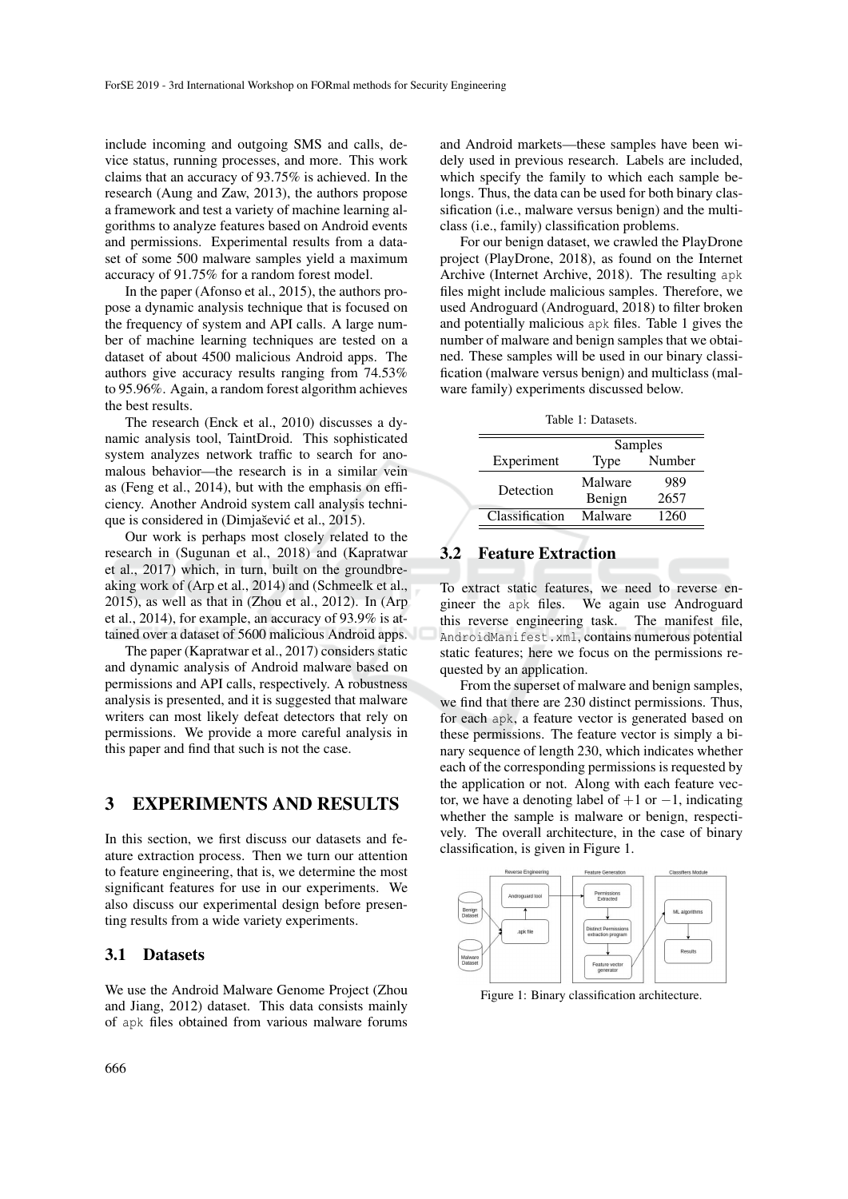include incoming and outgoing SMS and calls, device status, running processes, and more. This work claims that an accuracy of 93.75% is achieved. In the research (Aung and Zaw, 2013), the authors propose a framework and test a variety of machine learning algorithms to analyze features based on Android events and permissions. Experimental results from a dataset of some 500 malware samples yield a maximum accuracy of 91.75% for a random forest model.

In the paper (Afonso et al., 2015), the authors propose a dynamic analysis technique that is focused on the frequency of system and API calls. A large number of machine learning techniques are tested on a dataset of about 4500 malicious Android apps. The authors give accuracy results ranging from 74.53% to 95.96%. Again, a random forest algorithm achieves the best results.

The research (Enck et al., 2010) discusses a dynamic analysis tool, TaintDroid. This sophisticated system analyzes network traffic to search for anomalous behavior—the research is in a similar vein as (Feng et al., 2014), but with the emphasis on efficiency. Another Android system call analysis technique is considered in (Dimjašević et al., 2015).

Our work is perhaps most closely related to the research in (Sugunan et al., 2018) and (Kapratwar et al., 2017) which, in turn, built on the groundbreaking work of (Arp et al., 2014) and (Schmeelk et al., 2015), as well as that in (Zhou et al., 2012). In (Arp et al., 2014), for example, an accuracy of 93.9% is attained over a dataset of 5600 malicious Android apps.

The paper (Kapratwar et al., 2017) considers static and dynamic analysis of Android malware based on permissions and API calls, respectively. A robustness analysis is presented, and it is suggested that malware writers can most likely defeat detectors that rely on permissions. We provide a more careful analysis in this paper and find that such is not the case.

# 3 EXPERIMENTS AND RESULTS

In this section, we first discuss our datasets and feature extraction process. Then we turn our attention to feature engineering, that is, we determine the most significant features for use in our experiments. We also discuss our experimental design before presenting results from a wide variety experiments.

## 3.1 Datasets

We use the Android Malware Genome Project (Zhou and Jiang, 2012) dataset. This data consists mainly of `apk` files obtained from various malware forums and Android markets—these samples have been widely used in previous research. Labels are included, which specify the family to which each sample belongs. Thus, the data can be used for both binary classification (i.e., malware versus benign) and the multiclass (i.e., family) classification problems.

For our benign dataset, we crawled the PlayDrone project (PlayDrone, 2018), as found on the Internet Archive (Internet Archive, 2018). The resulting `apk` files might include malicious samples. Therefore, we used Androguard (Androguard, 2018) to filter broken and potentially malicious `apk` files. Table 1 gives the number of malware and benign samples that we obtained. These samples will be used in our binary classification (malware versus benign) and multiclass (malware family) experiments discussed below.

Table 1: Datasets.

| Experiment | Samples | |
|---|---|---|
| | Type | Number |
| Detection | Malware | 989 |
| | Benign | 2657 |
| Classification | Malware | 1260 |

## 3.2 Feature Extraction

To extract static features, we need to reverse engineer the `apk` files. We again use Androguard this reverse engineering task. The manifest file, `AndroidManifest.xml`, contains numerous potential static features; here we focus on the permissions requested by an application.

From the superset of malware and benign samples, we find that there are 230 distinct permissions. Thus, for each `apk`, a feature vector is generated based on these permissions. The feature vector is simply a binary sequence of length 230, which indicates whether each of the corresponding permissions is requested by the application or not. Along with each feature vector, we have a denoting label of $+1$ or $-1$, indicating whether the sample is malware or benign, respectively. The overall architecture, in the case of binary classification, is given in Figure 1.

Figure 1: Binary classification architecture.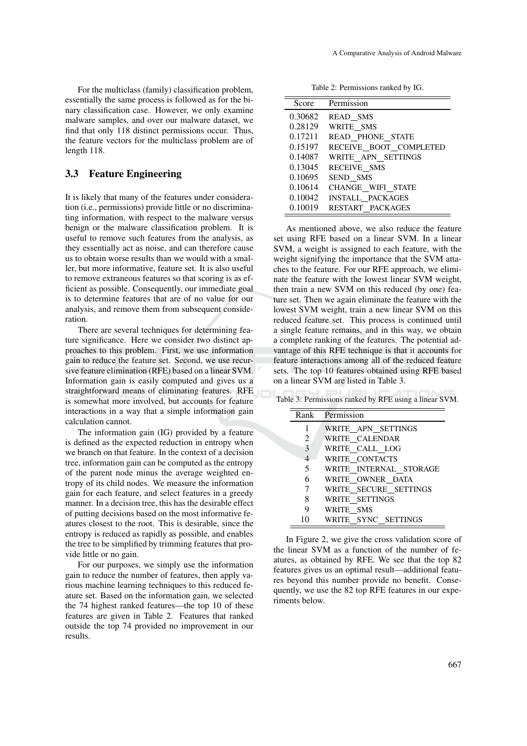For the multiclass (family) classification problem, essentially the same process is followed as for the binary classification case. However, we only examine malware samples, and over our malware dataset, we find that only 118 distinct permissions occur. Thus, the feature vectors for the multiclass problem are of length 118.

### 3.3 Feature Engineering

It is likely that many of the features under consideration (i.e., permissions) provide little or no discriminating information, with respect to the malware versus benign or the malware classification problem. It is useful to remove such features from the analysis, as they essentially act as noise, and can therefore cause us to obtain worse results than we would with a smaller, but more informative, feature set. It is also useful to remove extraneous features so that scoring is as efficient as possible. Consequently, our immediate goal is to determine features that are of no value for our analysis, and remove them from subsequent consideration.

There are several techniques for determining feature significance. Here we consider two distinct approaches to this problem. First, we use information gain to reduce the feature set. Second, we use recursive feature elimination (RFE) based on a linear SVM. Information gain is easily computed and gives us a straightforward means of eliminating features. RFE is somewhat more involved, but accounts for feature interactions in a way that a simple information gain calculation cannot.

The information gain (IG) provided by a feature is defined as the expected reduction in entropy when we branch on that feature. In the context of a decision tree, information gain can be computed as the entropy of the parent node minus the average weighted entropy of its child nodes. We measure the information gain for each feature, and select features in a greedy manner. In a decision tree, this has the desirable effect of putting decisions based on the most informative features closest to the root. This is desirable, since the entropy is reduced as rapidly as possible, and enables the tree to be simplified by trimming features that provide little or no gain.

For our purposes, we simply use the information gain to reduce the number of features, then apply various machine learning techniques to this reduced feature set. Based on the information gain, we selected the 74 highest ranked features—the top 10 of these features are given in Table 2. Features that ranked outside the top 74 provided no improvement in our results.

Table 2: Permissions ranked by IG.

| Score | Permission |
|---|---|
| 0.30682 | READ_SMS |
| 0.28129 | WRITE_SMS |
| 0.17211 | READ_PHONE_STATE |
| 0.15197 | RECEIVE_BOOT_COMPLETED |
| 0.14087 | WRITE_APN_SETTINGS |
| 0.13045 | RECEIVE_SMS |
| 0.10695 | SEND_SMS |
| 0.10614 | CHANGE_WIFI_STATE |
| 0.10042 | INSTALL_PACKAGES |
| 0.10019 | RESTART_PACKAGES |

As mentioned above, we also reduce the feature set using RFE based on a linear SVM. In a linear SVM, a weight is assigned to each feature, with the weight signifying the importance that the SVM attaches to the feature. For our RFE approach, we eliminate the feature with the lowest linear SVM weight, then train a new SVM on this reduced (by one) feature set. Then we again eliminate the feature with the lowest SVM weight, train a new linear SVM on this reduced feature set. This process is continued until a single feature remains, and in this way, we obtain a complete ranking of the features. The potential advantage of this RFE technique is that it accounts for feature interactions among all of the reduced feature sets. The top 10 features obtained using RFE based on a linear SVM are listed in Table 3.

Table 3: Permissions ranked by RFE using a linear SVM.

| Rank | Permission |
|---|---|
| 1 | WRITE_APN_SETTINGS |
| 2 | WRITE_CALENDAR |
| 3 | WRITE_CALL_LOG |
| 4 | WRITE_CONTACTS |
| 5 | WRITE_INTERNAL_STORAGE |
| 6 | WRITE_OWNER_DATA |
| 7 | WRITE_SECURE_SETTINGS |
| 8 | WRITE_SETTINGS |
| 9 | WRITE_SMS |
| 10 | WRITE_SYNC_SETTINGS |

In Figure 2, we give the cross validation score of the linear SVM as a function of the number of features, as obtained by RFE. We see that the top 82 features gives us an optimal result—additional features beyond this number provide no benefit. Consequently, we use the 82 top RFE features in our experiments below.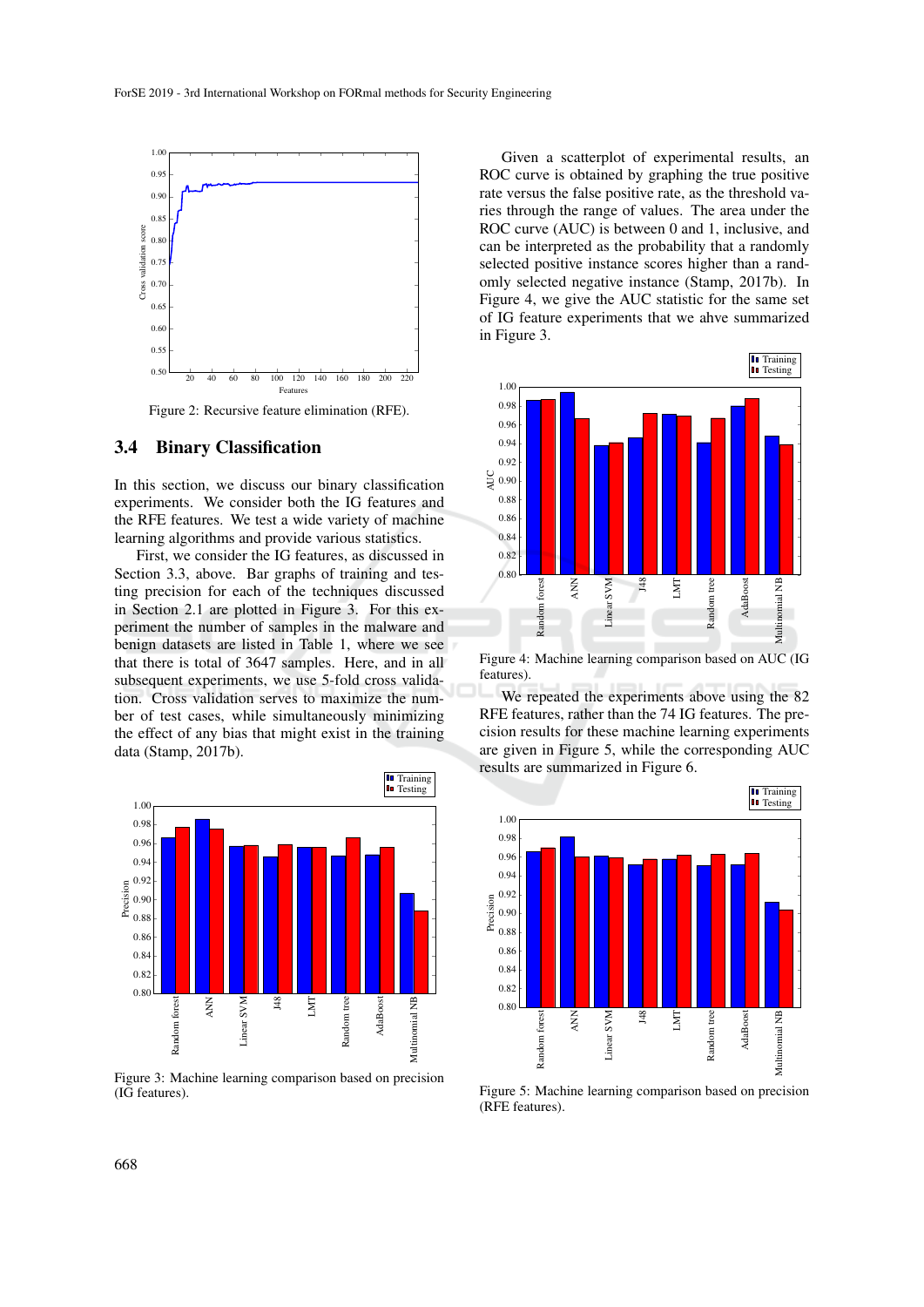Figure 2: Recursive feature elimination (RFE).

### 3.4 Binary Classification

In this section, we discuss our binary classification experiments. We consider both the IG features and the RFE features. We test a wide variety of machine learning algorithms and provide various statistics.

First, we consider the IG features, as discussed in Section 3.3, above. Bar graphs of training and testing precision for each of the techniques discussed in Section 2.1 are plotted in Figure 3. For this experiment the number of samples in the malware and benign datasets are listed in Table 1, where we see that there is total of 3647 samples. Here, and in all subsequent experiments, we use 5-fold cross validation. Cross validation serves to maximize the number of test cases, while simultaneously minimizing the effect of any bias that might exist in the training data (Stamp, 2017b).

Figure 3: Machine learning comparison based on precision (IG features).

Given a scatterplot of experimental results, an ROC curve is obtained by graphing the true positive rate versus the false positive rate, as the threshold varies through the range of values. The area under the ROC curve (AUC) is between 0 and 1, inclusive, and can be interpreted as the probability that a randomly selected positive instance scores higher than a randomly selected negative instance (Stamp, 2017b). In Figure 4, we give the AUC statistic for the same set of IG feature experiments that we ahve summarized in Figure 3.

Figure 4: Machine learning comparison based on AUC (IG features).

We repeated the experiments above using the 82 RFE features, rather than the 74 IG features. The precision results for these machine learning experiments are given in Figure 5, while the corresponding AUC results are summarized in Figure 6.

Figure 5: Machine learning comparison based on precision (RFE features).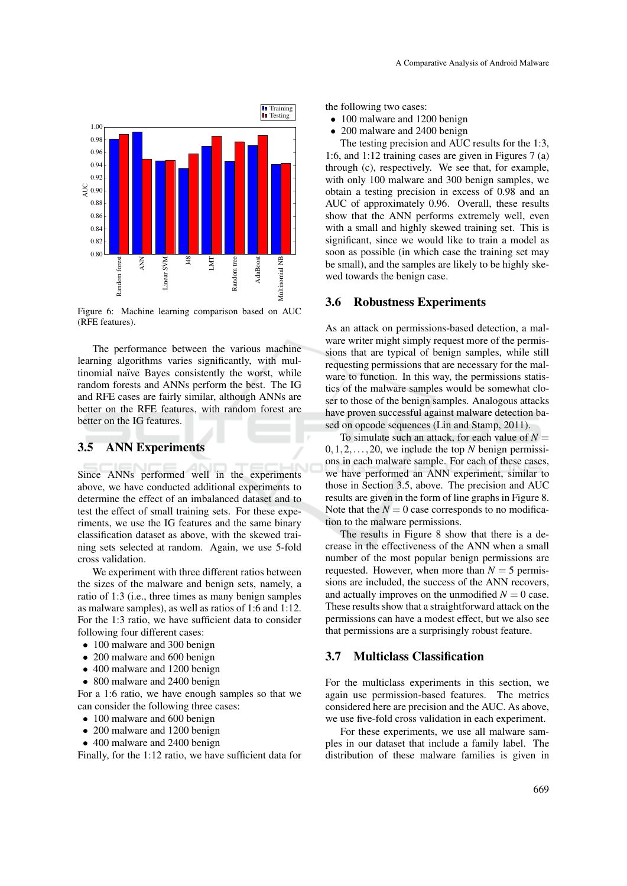Figure 6: Machine learning comparison based on AUC (RFE features).

The performance between the various machine learning algorithms varies significantly, with multinomial naïve Bayes consistently the worst, while random forests and ANNs perform the best. The IG and RFE cases are fairly similar, although ANNs are better on the RFE features, with random forest are better on the IG features.

### 3.5 ANN Experiments

Since ANNs performed well in the experiments above, we have conducted additional experiments to determine the effect of an imbalanced dataset and to test the effect of small training sets. For these experiments, we use the IG features and the same binary classification dataset as above, with the skewed training sets selected at random. Again, we use 5-fold cross validation.

We experiment with three different ratios between the sizes of the malware and benign sets, namely, a ratio of 1:3 (i.e., three times as many benign samples as malware samples), as well as ratios of 1:6 and 1:12. For the 1:3 ratio, we have sufficient data to consider following four different cases:

- 100 malware and 300 benign
- 200 malware and 600 benign
- 400 malware and 1200 benign
- 800 malware and 2400 benign

For a 1:6 ratio, we have enough samples so that we can consider the following three cases:

- 100 malware and 600 benign
- 200 malware and 1200 benign
- 400 malware and 2400 benign

Finally, for the 1:12 ratio, we have sufficient data for the following two cases:

- 100 malware and 1200 benign
- 200 malware and 2400 benign

The testing precision and AUC results for the 1:3, 1:6, and 1:12 training cases are given in Figures 7 (a) through (c), respectively. We see that, for example, with only 100 malware and 300 benign samples, we obtain a testing precision in excess of 0.98 and an AUC of approximately 0.96. Overall, these results show that the ANN performs extremely well, even with a small and highly skewed training set. This is significant, since we would like to train a model as soon as possible (in which case the training set may be small), and the samples are likely to be highly skewed towards the benign case.

### 3.6 Robustness Experiments

As an attack on permissions-based detection, a malware writer might simply request more of the permissions that are typical of benign samples, while still requesting permissions that are necessary for the malware to function. In this way, the permissions statistics of the malware samples would be somewhat closer to those of the benign samples. Analogous attacks have proven successful against malware detection based on opcode sequences (Lin and Stamp, 2011).

To simulate such an attack, for each value of $N = 0, 1, 2, \ldots, 20$, we include the top $N$ benign permissions in each malware sample. For each of these cases, we have performed an ANN experiment, similar to those in Section 3.5, above. The precision and AUC results are given in the form of line graphs in Figure 8. Note that the $N = 0$ case corresponds to no modification to the malware permissions.

The results in Figure 8 show that there is a decrease in the effectiveness of the ANN when a small number of the most popular benign permissions are requested. However, when more than $N = 5$ permissions are included, the success of the ANN recovers, and actually improves on the unmodified $N = 0$ case. These results show that a straightforward attack on the permissions can have a modest effect, but we also see that permissions are a surprisingly robust feature.

### 3.7 Multiclass Classification

For the multiclass experiments in this section, we again use permission-based features. The metrics considered here are precision and the AUC. As above, we use five-fold cross validation in each experiment.

For these experiments, we use all malware samples in our dataset that include a family label. The distribution of these malware families is given in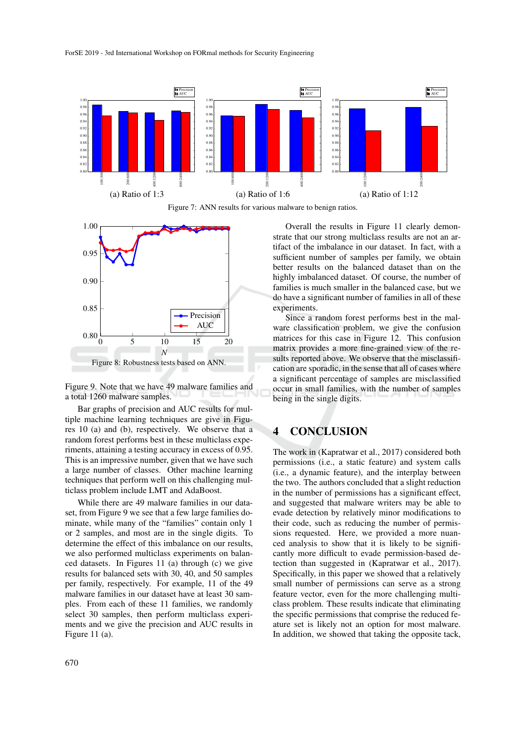(a) Ratio of 1:3

(a) Ratio of 1:6

(a) Ratio of 1:12

Figure 7: ANN results for various malware to benign ratios.

Figure 8: Robustness tests based on ANN.

Figure 9. Note that we have 49 malware families and a total 1260 malware samples.

Bar graphs of precision and AUC results for multiple machine learning techniques are give in Figures 10 (a) and (b), respectively. We observe that a random forest performs best in these multiclass experiments, attaining a testing accuracy in excess of 0.95. This is an impressive number, given that we have such a large number of classes. Other machine learning techniques that perform well on this challenging multiclass problem include LMT and AdaBoost.

While there are 49 malware families in our dataset, from Figure 9 we see that a few large families dominate, while many of the "families" contain only 1 or 2 samples, and most are in the single digits. To determine the effect of this imbalance on our results, we also performed multiclass experiments on balanced datasets. In Figures 11 (a) through (c) we give results for balanced sets with 30, 40, and 50 samples per family, respectively. For example, 11 of the 49 malware families in our dataset have at least 30 samples. From each of these 11 families, we randomly select 30 samples, then perform multiclass experiments and we give the precision and AUC results in Figure 11 (a).

Overall the results in Figure 11 clearly demonstrate that our strong multiclass results are not an artifact of the imbalance in our dataset. In fact, with a sufficient number of samples per family, we obtain better results on the balanced dataset than on the highly imbalanced dataset. Of course, the number of families is much smaller in the balanced case, but we do have a significant number of families in all of these experiments.

Since a random forest performs best in the malware classification problem, we give the confusion matrices for this case in Figure 12. This confusion matrix provides a more fine-grained view of the results reported above. We observe that the misclassification are sporadic, in the sense that all of cases where a significant percentage of samples are misclassified occur in small families, with the number of samples being in the single digits.

## 4 CONCLUSION

The work in (Kapratwar et al., 2017) considered both permissions (i.e., a static feature) and system calls (i.e., a dynamic feature), and the interplay between the two. The authors concluded that a slight reduction in the number of permissions has a significant effect, and suggested that malware writers may be able to evade detection by relatively minor modifications to their code, such as reducing the number of permissions requested. Here, we provided a more nuanced analysis to show that it is likely to be significantly more difficult to evade permission-based detection than suggested in (Kapratwar et al., 2017). Specifically, in this paper we showed that a relatively small number of permissions can serve as a strong feature vector, even for the more challenging multiclass problem. These results indicate that eliminating the specific permissions that comprise the reduced feature set is likely not an option for most malware. In addition, we showed that taking the opposite tack,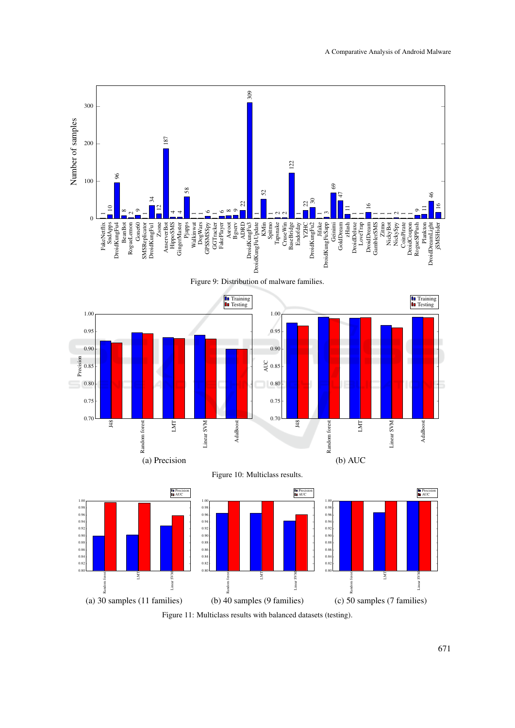Figure 9: Distribution of malware families.

(a) Precision

(b) AUC

Figure 10: Multiclass results.

(a) 30 samples (11 families)

(b) 40 samples (9 families)

(c) 50 samples (7 families)

Figure 11: Multiclass results with balanced datasets (testing).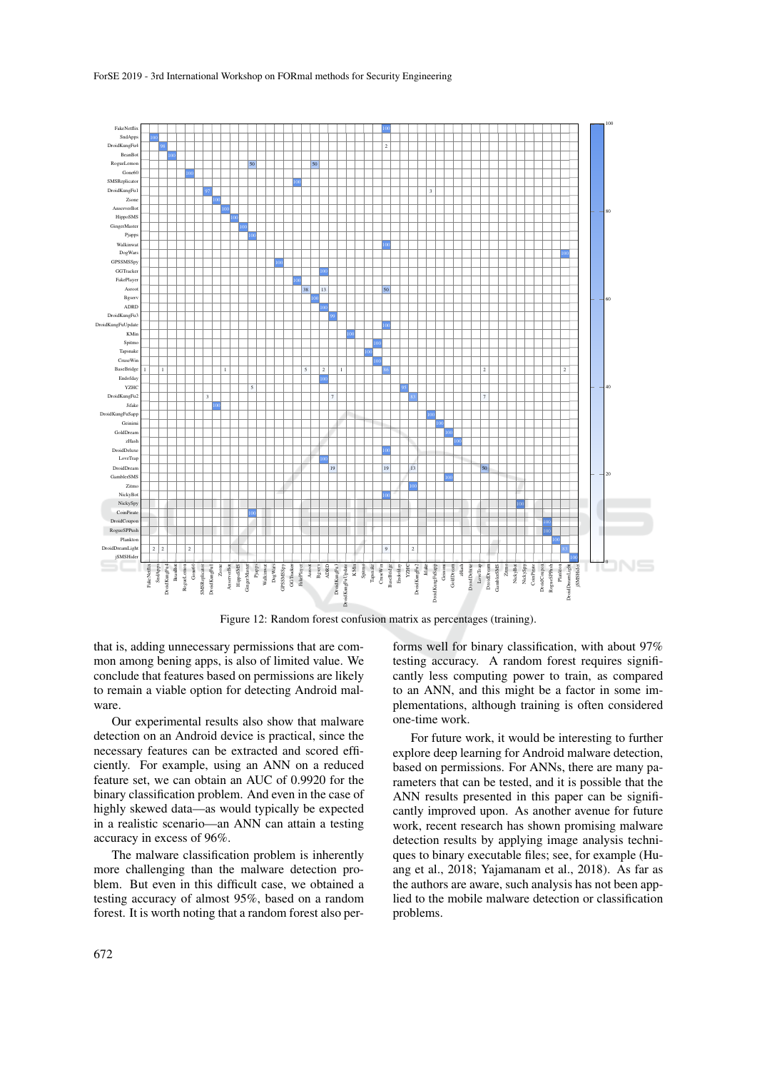Figure 12: Random forest confusion matrix as percentages (training).

that is, adding unnecessary permissions that are common among bening apps, is also of limited value. We conclude that features based on permissions are likely to remain a viable option for detecting Android malware.

Our experimental results also show that malware detection on an Android device is practical, since the necessary features can be extracted and scored efficiently. For example, using an ANN on a reduced feature set, we can obtain an AUC of 0.9920 for the binary classification problem. And even in the case of highly skewed data—as would typically be expected in a realistic scenario—an ANN can attain a testing accuracy in excess of 96%.

The malware classification problem is inherently more challenging than the malware detection problem. But even in this difficult case, we obtained a testing accuracy of almost 95%, based on a random forest. It is worth noting that a random forest also performs well for binary classification, with about 97% testing accuracy. A random forest requires significantly less computing power to train, as compared to an ANN, and this might be a factor in some implementations, although training is often considered one-time work.

For future work, it would be interesting to further explore deep learning for Android malware detection, based on permissions. For ANNs, there are many parameters that can be tested, and it is possible that the ANN results presented in this paper can be significantly improved upon. As another avenue for future work, recent research has shown promising malware detection results by applying image analysis techniques to binary executable files; see, for example (Huang et al., 2018; Yajamanam et al., 2018). As far as the authors are aware, such analysis has not been applied to the mobile malware detection or classification problems.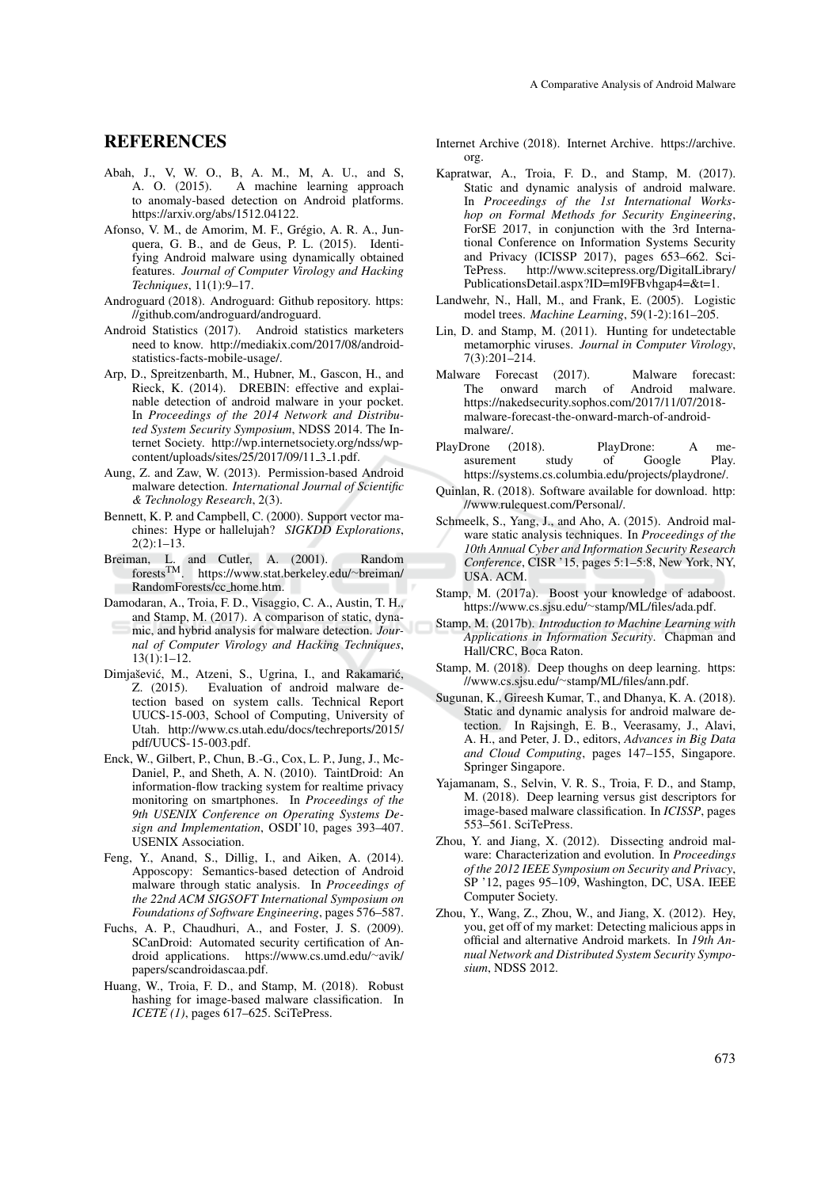## REFERENCES

Abah, J., V, W. O., B, A. M., M, A. U., and S, A. O. (2015). A machine learning approach to anomaly-based detection on Android platforms. https://arxiv.org/abs/1512.04122.

Afonso, V. M., de Amorim, M. F., Grégio, A. R. A., Junquera, G. B., and de Geus, P. L. (2015). Identifying Android malware using dynamically obtained features. *Journal of Computer Virology and Hacking Techniques*, 11(1):9–17.

Androguard (2018). Androguard: Github repository. https://github.com/androguard/androguard.

Android Statistics (2017). Android statistics marketers need to know. http://mediakix.com/2017/08/android-statistics-facts-mobile-usage/.

Arp, D., Spreitzenbarth, M., Hubner, M., Gascon, H., and Rieck, K. (2014). DREBIN: effective and explainable detection of android malware in your pocket. In *Proceedings of the 2014 Network and Distributed System Security Symposium*, NDSS 2014. The Internet Society. http://wp.internetsociety.org/ndss/wp-content/uploads/sites/25/2017/09/11_3_1.pdf.

Aung, Z. and Zaw, W. (2013). Permission-based Android malware detection. *International Journal of Scientific & Technology Research*, 2(3).

Bennett, K. P. and Campbell, C. (2000). Support vector machines: Hype or hallelujah? *SIGKDD Explorations*, 2(2):1–13.

Breiman, L. and Cutler, A. (2001). Random forests™. https://www.stat.berkeley.edu/~breiman/RandomForests/cc_home.htm.

Damodaran, A., Troia, F. D., Visaggio, C. A., Austin, T. H., and Stamp, M. (2017). A comparison of static, dynamic, and hybrid analysis for malware detection. *Journal of Computer Virology and Hacking Techniques*, 13(1):1–12.

Dimjašević, M., Atzeni, S., Ugrina, I., and Rakamarić, Z. (2015). Evaluation of android malware detection based on system calls. Technical Report UUCS-15-003, School of Computing, University of Utah. http://www.cs.utah.edu/docs/techreports/2015/pdf/UUCS-15-003.pdf.

Enck, W., Gilbert, P., Chun, B.-G., Cox, L. P., Jung, J., McDaniel, P., and Sheth, A. N. (2010). TaintDroid: An information-flow tracking system for realtime privacy monitoring on smartphones. In *Proceedings of the 9th USENIX Conference on Operating Systems Design and Implementation*, OSDI'10, pages 393–407. USENIX Association.

Feng, Y., Anand, S., Dillig, I., and Aiken, A. (2014). Apposcopy: Semantics-based detection of Android malware through static analysis. In *Proceedings of the 22nd ACM SIGSOFT International Symposium on Foundations of Software Engineering*, pages 576–587.

Fuchs, A. P., Chaudhuri, A., and Foster, J. S. (2009). SCanDroid: Automated security certification of Android applications. https://www.cs.umd.edu/~avik/papers/scandroidascaa.pdf.

Huang, W., Troia, F. D., and Stamp, M. (2018). Robust hashing for image-based malware classification. In *ICETE (1)*, pages 617–625. SciTePress.

Internet Archive (2018). Internet Archive. https://archive.org.

Kapratwar, A., Troia, F. D., and Stamp, M. (2017). Static and dynamic analysis of android malware. In *Proceedings of the 1st International Workshop on Formal Methods for Security Engineering*, ForSE 2017, in conjunction with the 3rd International Conference on Information Systems Security and Privacy (ICISSP 2017), pages 653–662. SciTePress. http://www.scitepress.org/DigitalLibrary/PublicationsDetail.aspx?ID=mI9FBvhgap4=&t=1.

Landwehr, N., Hall, M., and Frank, E. (2005). Logistic model trees. *Machine Learning*, 59(1-2):161–205.

Lin, D. and Stamp, M. (2011). Hunting for undetectable metamorphic viruses. *Journal in Computer Virology*, 7(3):201–214.

Malware Forecast (2017). Malware forecast: The onward march of Android malware. https://nakedsecurity.sophos.com/2017/11/07/2018-malware-forecast-the-onward-march-of-android-malware/.

PlayDrone (2018). PlayDrone: A measurement study of Google Play. https://systems.cs.columbia.edu/projects/playdrone/.

Quinlan, R. (2018). Software available for download. http://www.rulequest.com/Personal/.

Schmeelk, S., Yang, J., and Aho, A. (2015). Android malware static analysis techniques. In *Proceedings of the 10th Annual Cyber and Information Security Research Conference*, CISR '15, pages 5:1–5:8, New York, NY, USA. ACM.

Stamp, M. (2017a). Boost your knowledge of adaboost. https://www.cs.sjsu.edu/~stamp/ML/files/ada.pdf.

Stamp, M. (2017b). *Introduction to Machine Learning with Applications in Information Security*. Chapman and Hall/CRC, Boca Raton.

Stamp, M. (2018). Deep thoughs on deep learning. https://www.cs.sjsu.edu/~stamp/ML/files/ann.pdf.

Sugunan, K., Gireesh Kumar, T., and Dhanya, K. A. (2018). Static and dynamic analysis for android malware detection. In Rajsingh, E. B., Veerasamy, J., Alavi, A. H., and Peter, J. D., editors, *Advances in Big Data and Cloud Computing*, pages 147–155, Singapore. Springer Singapore.

Yajamanam, S., Selvin, V. R. S., Troia, F. D., and Stamp, M. (2018). Deep learning versus gist descriptors for image-based malware classification. In *ICISSP*, pages 553–561. SciTePress.

Zhou, Y. and Jiang, X. (2012). Dissecting android malware: Characterization and evolution. In *Proceedings of the 2012 IEEE Symposium on Security and Privacy*, SP '12, pages 95–109, Washington, DC, USA. IEEE Computer Society.

Zhou, Y., Wang, Z., Zhou, W., and Jiang, X. (2012). Hey, you, get off of my market: Detecting malicious apps in official and alternative Android markets. In *19th Annual Network and Distributed System Security Symposium*, NDSS 2012.